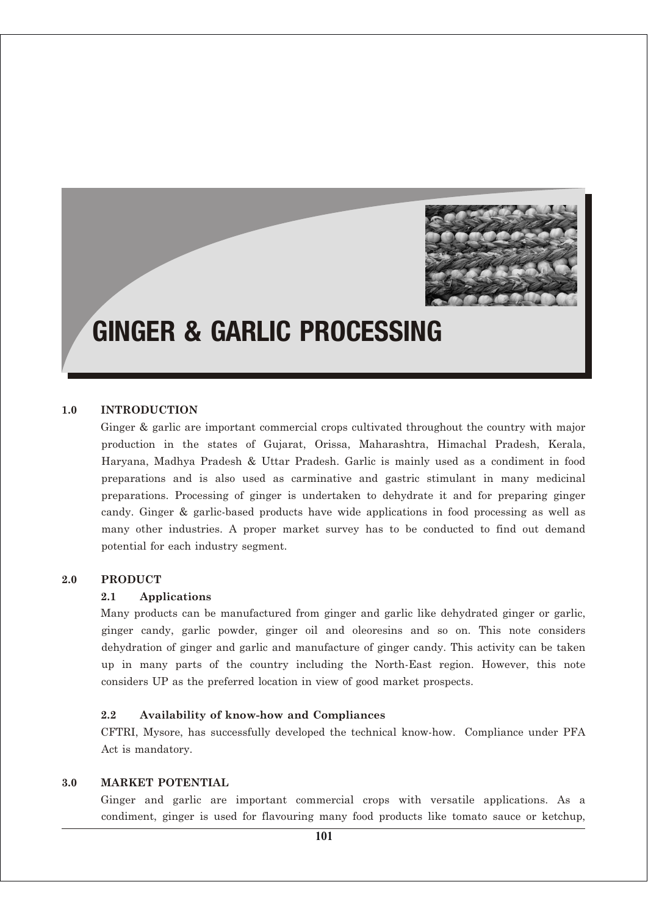# GINGER & GARLIC PROCESSING

## 1.0 INTRODUCTION

Ginger & garlic are important commercial crops cultivated throughout the country with major production in the states of Gujarat, Orissa, Maharashtra, Himachal Pradesh, Kerala, Haryana, Madhya Pradesh & Uttar Pradesh. Garlic is mainly used as a condiment in food preparations and is also used as carminative and gastric stimulant in many medicinal preparations. Processing of ginger is undertaken to dehydrate it and for preparing ginger candy. Ginger & garlic-based products have wide applications in food processing as well as many other industries. A proper market survey has to be conducted to find out demand potential for each industry segment.

## 2.0 PRODUCT

### 2.1 Applications

Many products can be manufactured from ginger and garlic like dehydrated ginger or garlic, ginger candy, garlic powder, ginger oil and oleoresins and so on. This note considers dehydration of ginger and garlic and manufacture of ginger candy. This activity can be taken up in many parts of the country including the North-East region. However, this note considers UP as the preferred location in view of good market prospects.

### 2.2 Availability of know-how and Compliances

CFTRI, Mysore, has successfully developed the technical know-how. Compliance under PFA Act is mandatory.

## 3.0 MARKET POTENTIAL

Ginger and garlic are important commercial crops with versatile applications. As a condiment, ginger is used for flavouring many food products like tomato sauce or ketchup,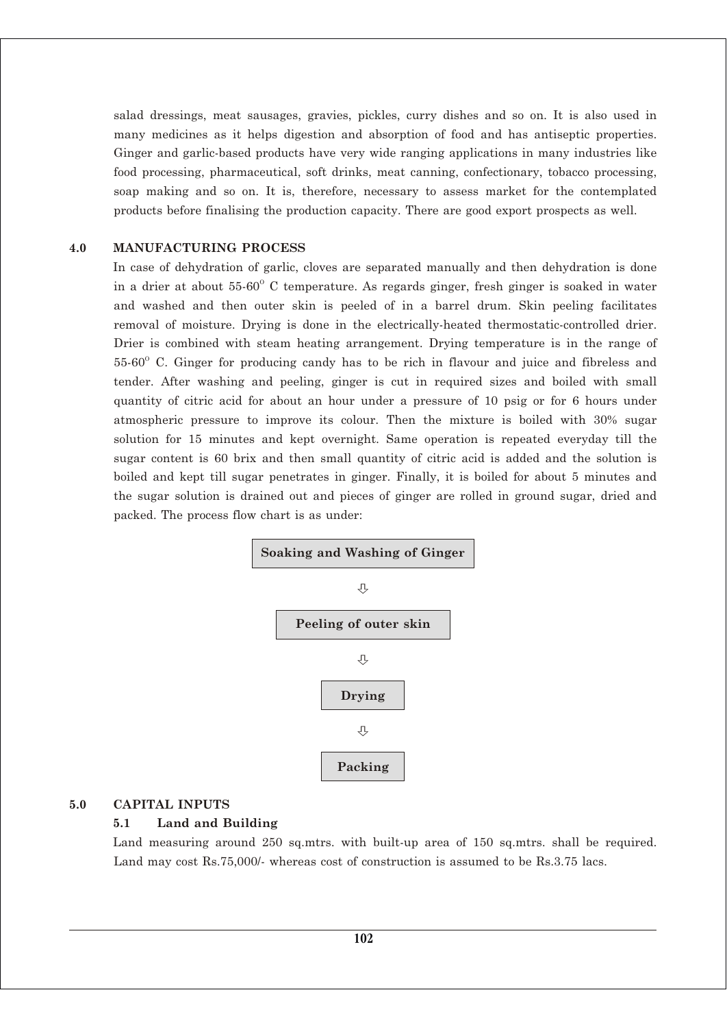salad dressings, meat sausages, gravies, pickles, curry dishes and so on. It is also used in many medicines as it helps digestion and absorption of food and has antiseptic properties. Ginger and garlic-based products have very wide ranging applications in many industries like food processing, pharmaceutical, soft drinks, meat canning, confectionary, tobacco processing, soap making and so on. It is, therefore, necessary to assess market for the contemplated products before finalising the production capacity. There are good export prospects as well.

## 4.0 MANUFACTURING PROCESS

In case of dehydration of garlic, cloves are separated manually and then dehydration is done in a drier at about 55-60$^{o}$ C temperature. As regards ginger, fresh ginger is soaked in water and washed and then outer skin is peeled of in a barrel drum. Skin peeling facilitates removal of moisture. Drying is done in the electrically-heated thermostatic-controlled drier. Drier is combined with steam heating arrangement. Drying temperature is in the range of 55-60$^{o}$ C. Ginger for producing candy has to be rich in flavour and juice and fibreless and tender. After washing and peeling, ginger is cut in required sizes and boiled with small quantity of citric acid for about an hour under a pressure of 10 psig or for 6 hours under atmospheric pressure to improve its colour. Then the mixture is boiled with 30% sugar solution for 15 minutes and kept overnight. Same operation is repeated everyday till the sugar content is 60 brix and then small quantity of citric acid is added and the solution is boiled and kept till sugar penetrates in ginger. Finally, it is boiled for about 5 minutes and the sugar solution is drained out and pieces of ginger are rolled in ground sugar, dried and packed. The process flow chart is as under:

**Soaking and Washing of Ginger**

⇩

**Peeling of outer skin**

⇩

**Drying**

⇩

**Packing**

## 5.0 CAPITAL INPUTS

### 5.1 Land and Building

Land measuring around 250 sq.mtrs. with built-up area of 150 sq.mtrs. shall be required. Land may cost Rs.75,000/- whereas cost of construction is assumed to be Rs.3.75 lacs.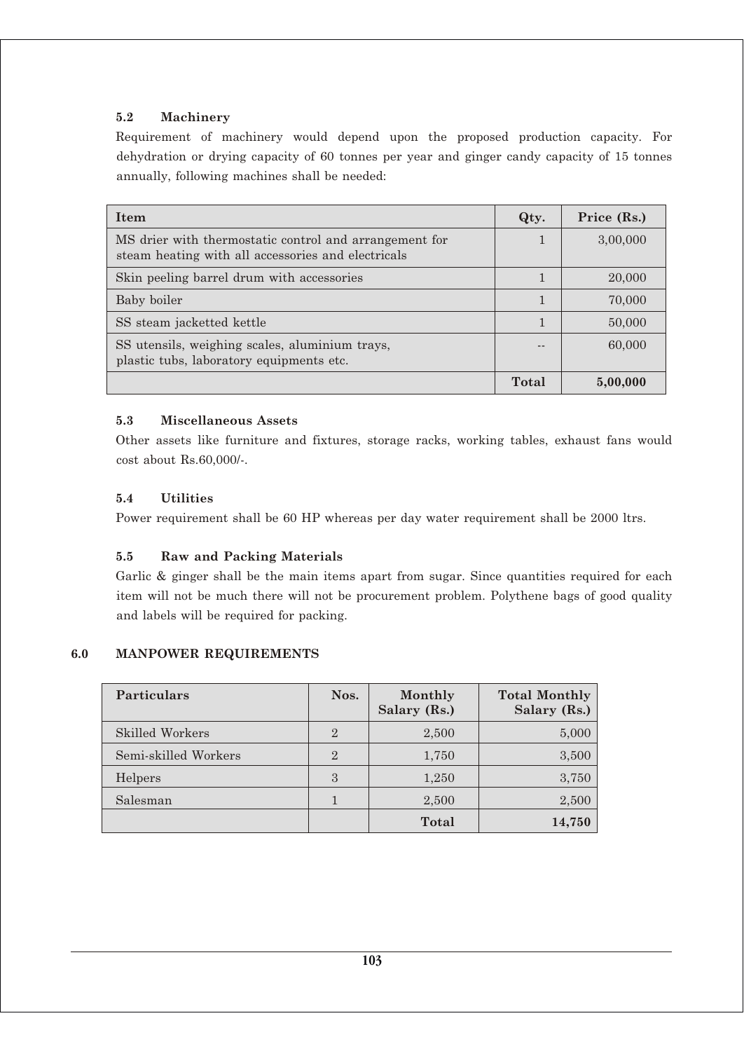### 5.2 Machinery

Requirement of machinery would depend upon the proposed production capacity. For dehydration or drying capacity of 60 tonnes per year and ginger candy capacity of 15 tonnes annually, following machines shall be needed:

| Item | Qty. | Price (Rs.) |
|---|---|---|
| MS drier with thermostatic control and arrangement for steam heating with all accessories and electricals | 1 | 3,00,000 |
| Skin peeling barrel drum with accessories | 1 | 20,000 |
| Baby boiler | 1 | 70,000 |
| SS steam jacketted kettle | 1 | 50,000 |
| SS utensils, weighing scales, aluminium trays, plastic tubs, laboratory equipments etc. | -- | 60,000 |
| | **Total** | **5,00,000** |

### 5.3 Miscellaneous Assets

Other assets like furniture and fixtures, storage racks, working tables, exhaust fans would cost about Rs.60,000/-.

### 5.4 Utilities

Power requirement shall be 60 HP whereas per day water requirement shall be 2000 ltrs.

### 5.5 Raw and Packing Materials

Garlic & ginger shall be the main items apart from sugar. Since quantities required for each item will not be much there will not be procurement problem. Polythene bags of good quality and labels will be required for packing.

## 6.0 MANPOWER REQUIREMENTS

| Particulars | Nos. | Monthly Salary (Rs.) | Total Monthly Salary (Rs.) |
|---|---|---|---|
| Skilled Workers | 2 | 2,500 | 5,000 |
| Semi-skilled Workers | 2 | 1,750 | 3,500 |
| Helpers | 3 | 1,250 | 3,750 |
| Salesman | 1 | 2,500 | 2,500 |
| | | **Total** | **14,750** |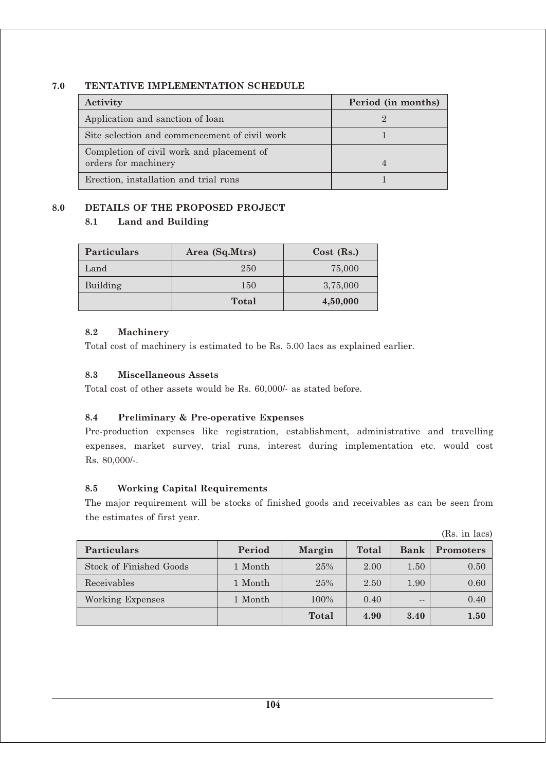## 7.0 TENTATIVE IMPLEMENTATION SCHEDULE

| Activity | Period (in months) |
|---|---|
| Application and sanction of loan | 2 |
| Site selection and commencement of civil work | 1 |
| Completion of civil work and placement of orders for machinery | 4 |
| Erection, installation and trial runs | 1 |

## 8.0 DETAILS OF THE PROPOSED PROJECT

### 8.1 Land and Building

| Particulars | Area (Sq.Mtrs) | Cost (Rs.) |
|---|---|---|
| Land | 250 | 75,000 |
| Building | 150 | 3,75,000 |
| | **Total** | **4,50,000** |

### 8.2 Machinery

Total cost of machinery is estimated to be Rs. 5.00 lacs as explained earlier.

### 8.3 Miscellaneous Assets

Total cost of other assets would be Rs. 60,000/- as stated before.

### 8.4 Preliminary & Pre-operative Expenses

Pre-production expenses like registration, establishment, administrative and travelling expenses, market survey, trial runs, interest during implementation etc. would cost Rs. 80,000/-.

### 8.5 Working Capital Requirements

The major requirement will be stocks of finished goods and receivables as can be seen from the estimates of first year.

(Rs. in lacs)

| Particulars | Period | Margin | Total | Bank | Promoters |
|---|---|---|---|---|---|
| Stock of Finished Goods | 1 Month | 25% | 2.00 | 1.50 | 0.50 |
| Receivables | 1 Month | 25% | 2.50 | 1.90 | 0.60 |
| Working Expenses | 1 Month | 100% | 0.40 | -- | 0.40 |
| | | **Total** | **4.90** | **3.40** | **1.50** |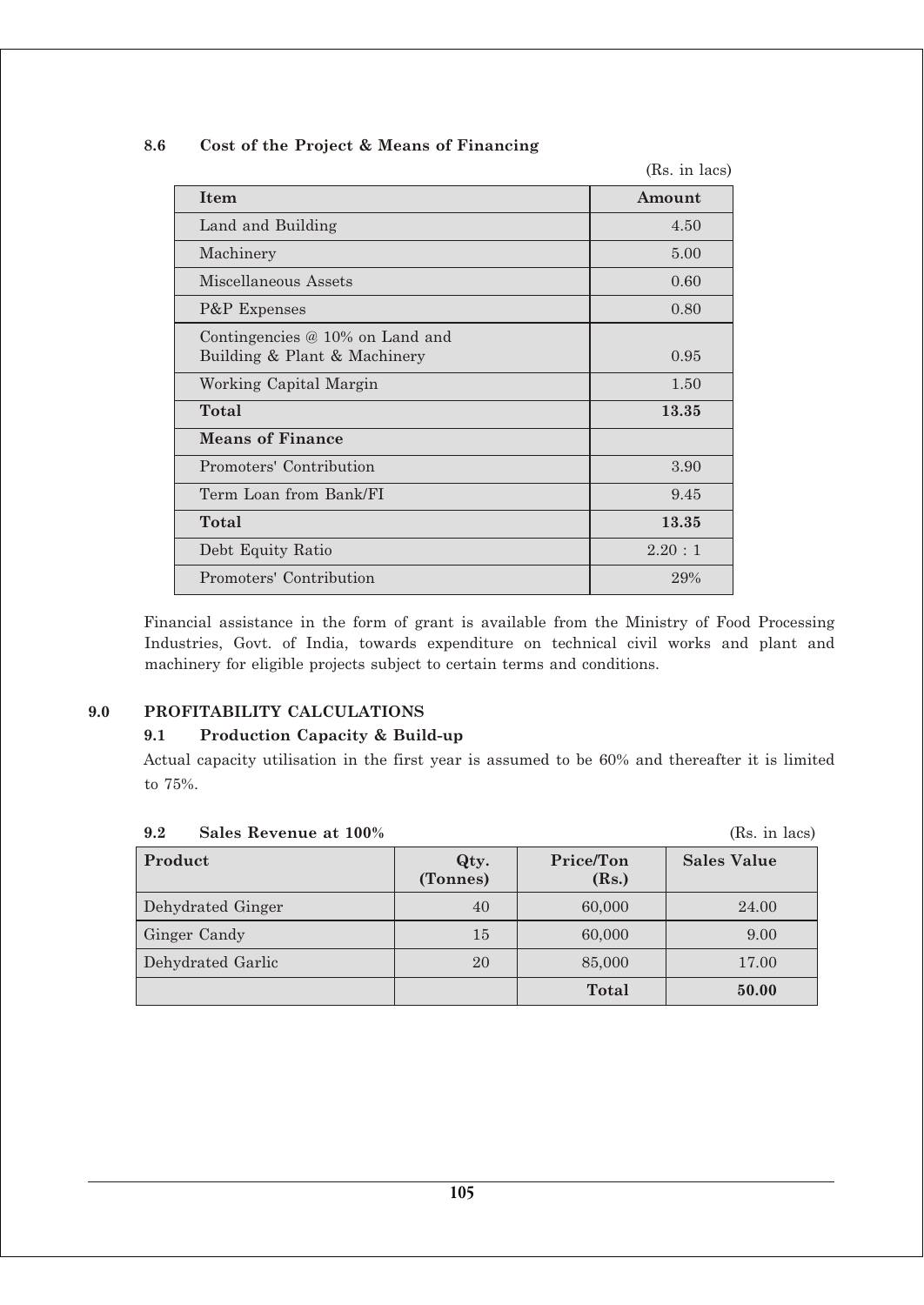### 8.6 Cost of the Project & Means of Financing

(Rs. in lacs)

| Item | Amount |
|---|---|
| Land and Building | 4.50 |
| Machinery | 5.00 |
| Miscellaneous Assets | 0.60 |
| P&P Expenses | 0.80 |
| Contingencies @ 10% on Land and Building & Plant & Machinery | 0.95 |
| Working Capital Margin | 1.50 |
| **Total** | **13.35** |
| **Means of Finance** | |
| Promoters' Contribution | 3.90 |
| Term Loan from Bank/FI | 9.45 |
| **Total** | **13.35** |
| Debt Equity Ratio | 2.20 : 1 |
| Promoters' Contribution | 29% |

Financial assistance in the form of grant is available from the Ministry of Food Processing Industries, Govt. of India, towards expenditure on technical civil works and plant and machinery for eligible projects subject to certain terms and conditions.

## 9.0 PROFITABILITY CALCULATIONS

### 9.1 Production Capacity & Build-up

Actual capacity utilisation in the first year is assumed to be 60% and thereafter it is limited to 75%.

### 9.2 Sales Revenue at 100%

(Rs. in lacs)

| Product | Qty. (Tonnes) | Price/Ton (Rs.) | Sales Value |
|---|---|---|---|
| Dehydrated Ginger | 40 | 60,000 | 24.00 |
| Ginger Candy | 15 | 60,000 | 9.00 |
| Dehydrated Garlic | 20 | 85,000 | 17.00 |
| | | **Total** | **50.00** |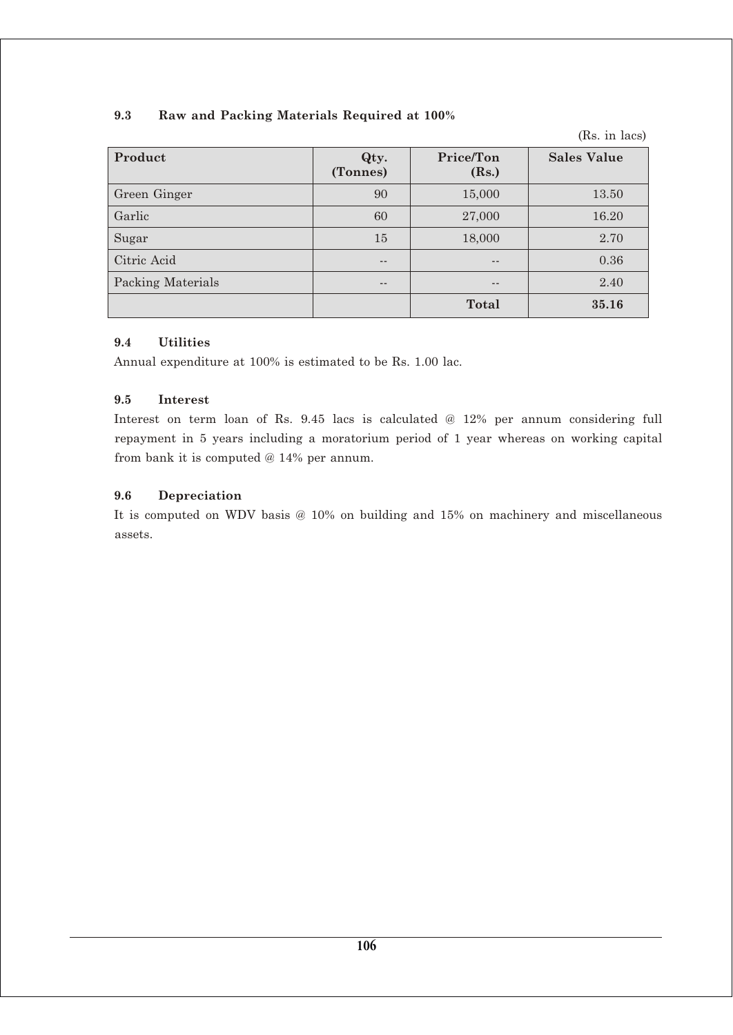### 9.3 Raw and Packing Materials Required at 100%

(Rs. in lacs)

| Product | Qty. (Tonnes) | Price/Ton (Rs.) | Sales Value |
|---|---|---|---|
| Green Ginger | 90 | 15,000 | 13.50 |
| Garlic | 60 | 27,000 | 16.20 |
| Sugar | 15 | 18,000 | 2.70 |
| Citric Acid | -- | -- | 0.36 |
| Packing Materials | -- | -- | 2.40 |
| | | **Total** | **35.16** |

### 9.4 Utilities

Annual expenditure at 100% is estimated to be Rs. 1.00 lac.

### 9.5 Interest

Interest on term loan of Rs. 9.45 lacs is calculated @ 12% per annum considering full repayment in 5 years including a moratorium period of 1 year whereas on working capital from bank it is computed @ 14% per annum.

### 9.6 Depreciation

It is computed on WDV basis @ 10% on building and 15% on machinery and miscellaneous assets.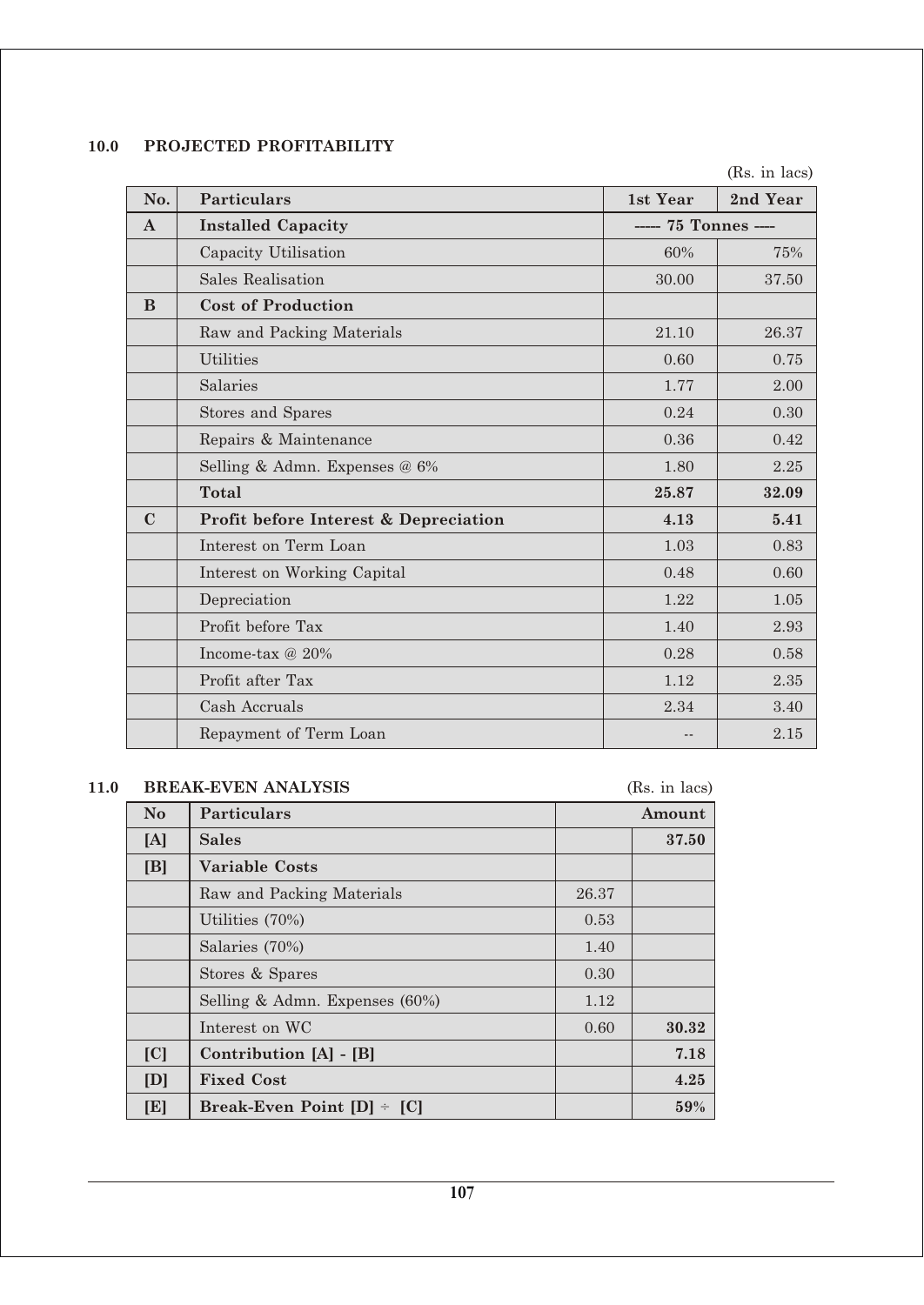## 10.0 PROJECTED PROFITABILITY

(Rs. in lacs)

| No. | Particulars | 1st Year | 2nd Year |
|---|---|---|---|
| **A** | **Installed Capacity** | ----- 75 Tonnes ---- | |
| | Capacity Utilisation | 60% | 75% |
| | Sales Realisation | 30.00 | 37.50 |
| **B** | **Cost of Production** | | |
| | Raw and Packing Materials | 21.10 | 26.37 |
| | Utilities | 0.60 | 0.75 |
| | Salaries | 1.77 | 2.00 |
| | Stores and Spares | 0.24 | 0.30 |
| | Repairs & Maintenance | 0.36 | 0.42 |
| | Selling & Admn. Expenses @ 6% | 1.80 | 2.25 |
| | **Total** | **25.87** | **32.09** |
| **C** | **Profit before Interest & Depreciation** | **4.13** | **5.41** |
| | Interest on Term Loan | 1.03 | 0.83 |
| | Interest on Working Capital | 0.48 | 0.60 |
| | Depreciation | 1.22 | 1.05 |
| | Profit before Tax | 1.40 | 2.93 |
| | Income-tax @ 20% | 0.28 | 0.58 |
| | Profit after Tax | 1.12 | 2.35 |
| | Cash Accruals | 2.34 | 3.40 |
| | Repayment of Term Loan | -- | 2.15 |

## 11.0 BREAK-EVEN ANALYSIS

(Rs. in lacs)

| No | Particulars | Amount | |
|---|---|---|---|
| **[A]** | **Sales** | | **37.50** |
| **[B]** | **Variable Costs** | | |
| | Raw and Packing Materials | 26.37 | |
| | Utilities (70%) | 0.53 | |
| | Salaries (70%) | 1.40 | |
| | Stores & Spares | 0.30 | |
| | Selling & Admn. Expenses (60%) | 1.12 | |
| | Interest on WC | 0.60 | **30.32** |
| **[C]** | **Contribution [A] - [B]** | | **7.18** |
| **[D]** | **Fixed Cost** | | **4.25** |
| **[E]** | **Break-Even Point [D] ÷ [C]** | | **59%** |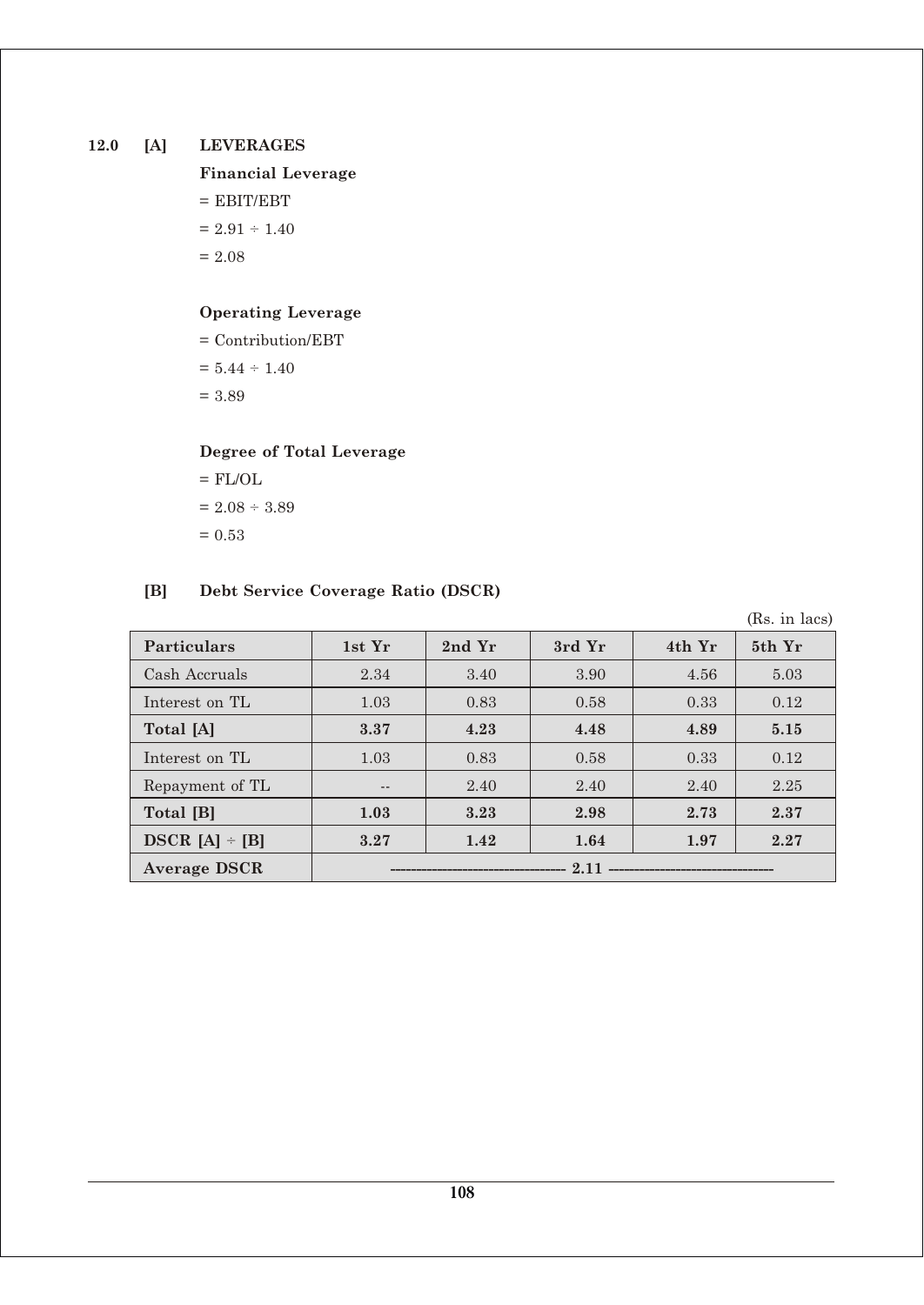## 12.0 [A] LEVERAGES

**Financial Leverage**

= EBIT/EBT

= 2.91 ÷ 1.40

= 2.08

**Operating Leverage**

= Contribution/EBT

= 5.44 ÷ 1.40

= 3.89

**Degree of Total Leverage**

= FL/OL

= 2.08 ÷ 3.89

= 0.53

## [B] Debt Service Coverage Ratio (DSCR)

(Rs. in lacs)

| Particulars | 1st Yr | 2nd Yr | 3rd Yr | 4th Yr | 5th Yr |
|---|---|---|---|---|---|
| Cash Accruals | 2.34 | 3.40 | 3.90 | 4.56 | 5.03 |
| Interest on TL | 1.03 | 0.83 | 0.58 | 0.33 | 0.12 |
| **Total [A]** | **3.37** | **4.23** | **4.48** | **4.89** | **5.15** |
| Interest on TL | 1.03 | 0.83 | 0.58 | 0.33 | 0.12 |
| Repayment of TL | -- | 2.40 | 2.40 | 2.40 | 2.25 |
| **Total [B]** | **1.03** | **3.23** | **2.98** | **2.73** | **2.37** |
| **DSCR [A] ÷ [B]** | **3.27** | **1.42** | **1.64** | **1.97** | **2.27** |
| **Average DSCR** | **2.11** | | | | |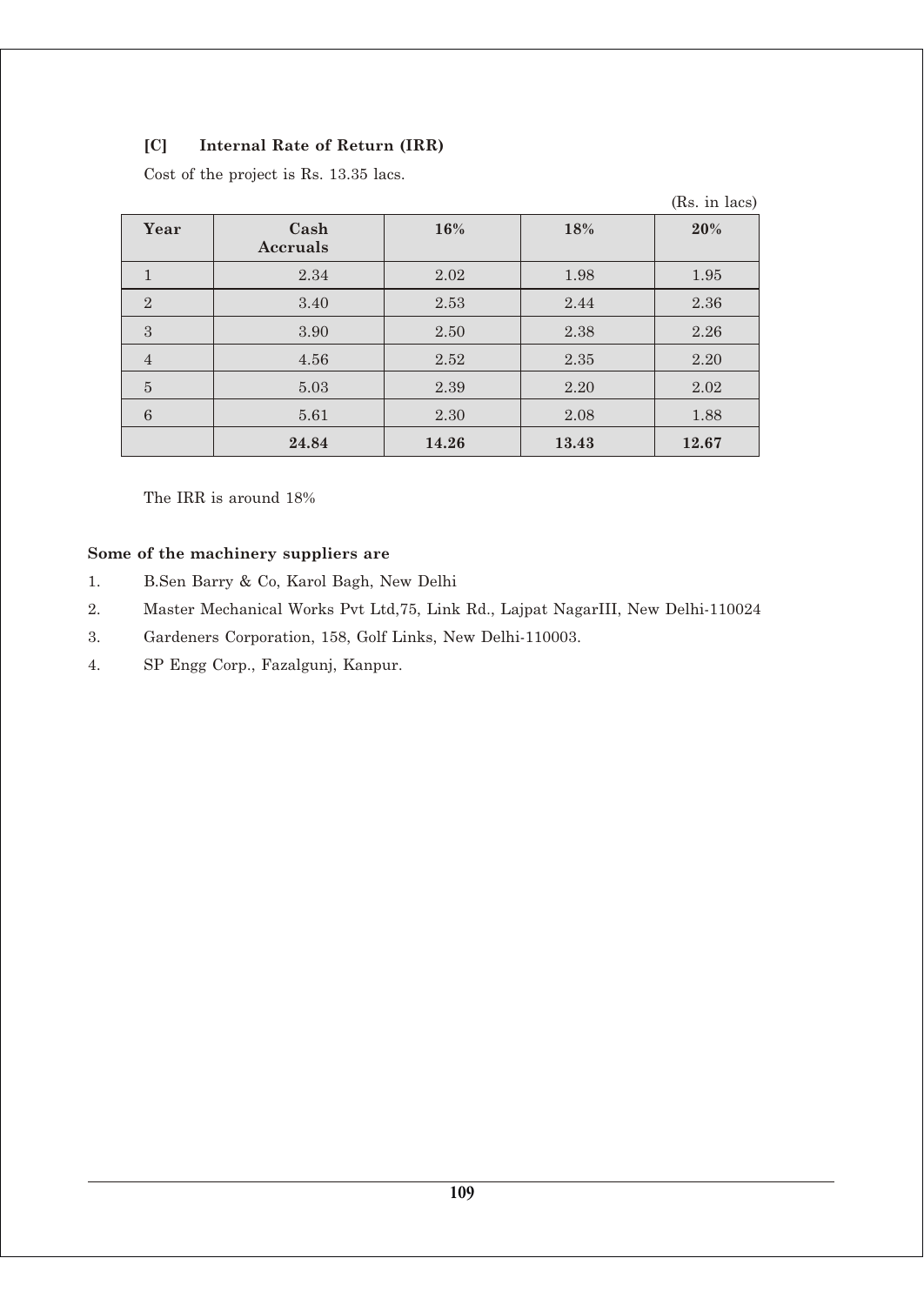### [C] Internal Rate of Return (IRR)

Cost of the project is Rs. 13.35 lacs.

(Rs. in lacs)

| Year | Cash Accruals | 16% | 18% | 20% |
|---|---|---|---|---|
| 1 | 2.34 | 2.02 | 1.98 | 1.95 |
| 2 | 3.40 | 2.53 | 2.44 | 2.36 |
| 3 | 3.90 | 2.50 | 2.38 | 2.26 |
| 4 | 4.56 | 2.52 | 2.35 | 2.20 |
| 5 | 5.03 | 2.39 | 2.20 | 2.02 |
| 6 | 5.61 | 2.30 | 2.08 | 1.88 |
| | **24.84** | **14.26** | **13.43** | **12.67** |

The IRR is around 18%

**Some of the machinery suppliers are**

1. B.Sen Barry & Co, Karol Bagh, New Delhi
2. Master Mechanical Works Pvt Ltd,75, Link Rd., Lajpat NagarIII, New Delhi-110024
3. Gardeners Corporation, 158, Golf Links, New Delhi-110003.
4. SP Engg Corp., Fazalgunj, Kanpur.